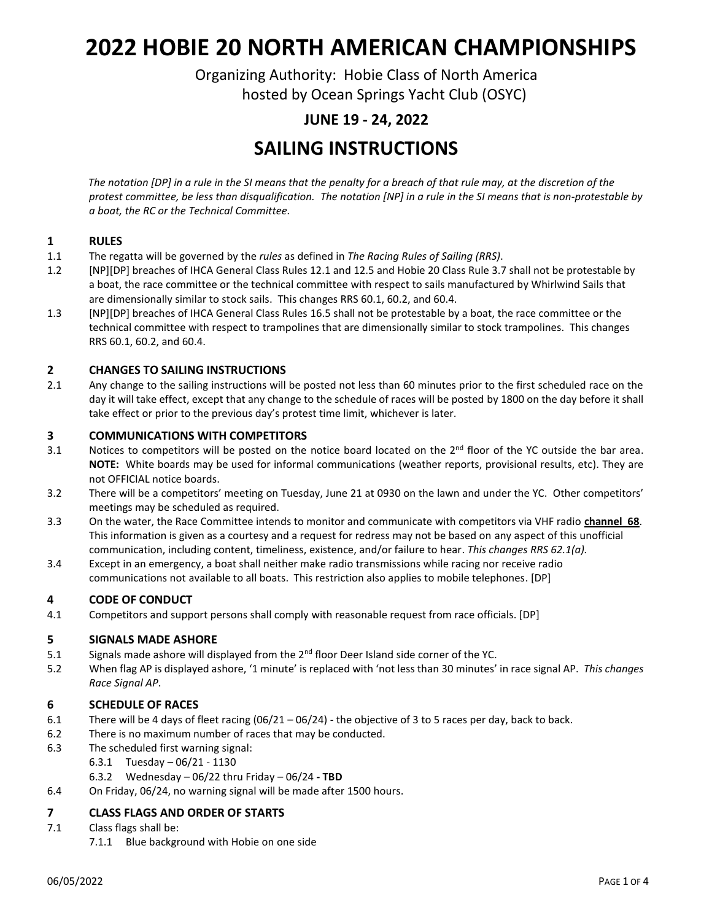# 2022 HOBIE 20 NORTH AMERICAN CHAMPIONSHIPS

Organizing Authority: Hobie Class of North America
hosted by Ocean Springs Yacht Club (OSYC)

**JUNE 19 - 24, 2022**

## SAILING INSTRUCTIONS

*The notation [DP] in a rule in the SI means that the penalty for a breach of that rule may, at the discretion of the protest committee, be less than disqualification. The notation [NP] in a rule in the SI means that is non-protestable by a boat, the RC or the Technical Committee.*

### 1 RULES

1.1 The regatta will be governed by the *rules* as defined in *The Racing Rules of Sailing (RRS)*.

1.2 [NP][DP] breaches of IHCA General Class Rules 12.1 and 12.5 and Hobie 20 Class Rule 3.7 shall not be protestable by a boat, the race committee or the technical committee with respect to sails manufactured by Whirlwind Sails that are dimensionally similar to stock sails. This changes RRS 60.1, 60.2, and 60.4.

1.3 [NP][DP] breaches of IHCA General Class Rules 16.5 shall not be protestable by a boat, the race committee or the technical committee with respect to trampolines that are dimensionally similar to stock trampolines. This changes RRS 60.1, 60.2, and 60.4.

### 2 CHANGES TO SAILING INSTRUCTIONS

2.1 Any change to the sailing instructions will be posted not less than 60 minutes prior to the first scheduled race on the day it will take effect, except that any change to the schedule of races will be posted by 1800 on the day before it shall take effect or prior to the previous day's protest time limit, whichever is later.

### 3 COMMUNICATIONS WITH COMPETITORS

3.1 Notices to competitors will be posted on the notice board located on the 2nd floor of the YC outside the bar area. **NOTE:** White boards may be used for informal communications (weather reports, provisional results, etc). They are not OFFICIAL notice boards.

3.2 There will be a competitors' meeting on Tuesday, June 21 at 0930 on the lawn and under the YC. Other competitors' meetings may be scheduled as required.

3.3 On the water, the Race Committee intends to monitor and communicate with competitors via VHF radio **channel 68**. This information is given as a courtesy and a request for redress may not be based on any aspect of this unofficial communication, including content, timeliness, existence, and/or failure to hear. *This changes RRS 62.1(a).*

3.4 Except in an emergency, a boat shall neither make radio transmissions while racing nor receive radio communications not available to all boats. This restriction also applies to mobile telephones. [DP]

### 4 CODE OF CONDUCT

4.1 Competitors and support persons shall comply with reasonable request from race officials. [DP]

### 5 SIGNALS MADE ASHORE

5.1 Signals made ashore will displayed from the 2nd floor Deer Island side corner of the YC.

5.2 When flag AP is displayed ashore, '1 minute' is replaced with 'not less than 30 minutes' in race signal AP. *This changes Race Signal AP*.

### 6 SCHEDULE OF RACES

6.1 There will be 4 days of fleet racing (06/21 – 06/24) - the objective of 3 to 5 races per day, back to back.

6.2 There is no maximum number of races that may be conducted.

6.3 The scheduled first warning signal:

- 6.3.1 Tuesday – 06/21 - 1130
- 6.3.2 Wednesday – 06/22 thru Friday – 06/24 **- TBD**

6.4 On Friday, 06/24, no warning signal will be made after 1500 hours.

### 7 CLASS FLAGS AND ORDER OF STARTS

7.1 Class flags shall be:

- 7.1.1 Blue background with Hobie on one side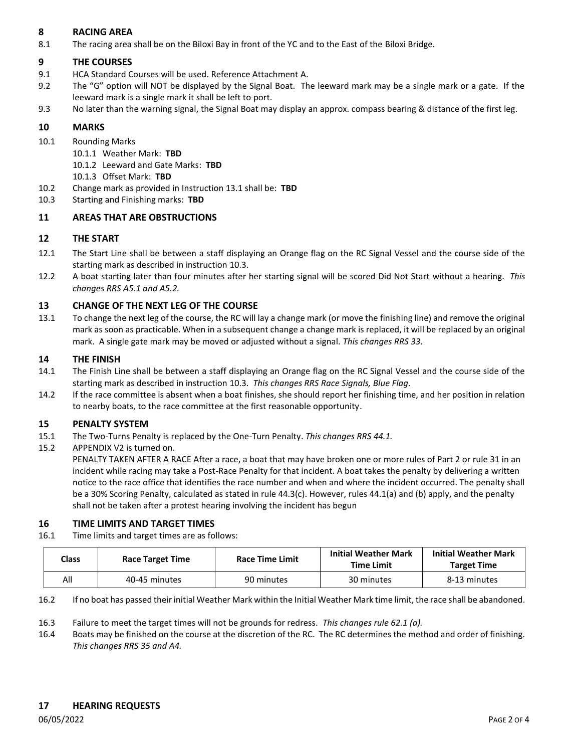## 8 RACING AREA

8.1 The racing area shall be on the Biloxi Bay in front of the YC and to the East of the Biloxi Bridge.

## 9 THE COURSES

9.1 HCA Standard Courses will be used. Reference Attachment A.

9.2 The "G" option will NOT be displayed by the Signal Boat. The leeward mark may be a single mark or a gate. If the leeward mark is a single mark it shall be left to port.

9.3 No later than the warning signal, the Signal Boat may display an approx. compass bearing & distance of the first leg.

## 10 MARKS

10.1 Rounding Marks

- 10.1.1 Weather Mark: **TBD**
- 10.1.2 Leeward and Gate Marks: **TBD**
- 10.1.3 Offset Mark: **TBD**

10.2 Change mark as provided in Instruction 13.1 shall be: **TBD**

10.3 Starting and Finishing marks: **TBD**

## 11 AREAS THAT ARE OBSTRUCTIONS

## 12 THE START

12.1 The Start Line shall be between a staff displaying an Orange flag on the RC Signal Vessel and the course side of the starting mark as described in instruction 10.3.

12.2 A boat starting later than four minutes after her starting signal will be scored Did Not Start without a hearing. *This changes RRS A5.1 and A5.2.*

## 13 CHANGE OF THE NEXT LEG OF THE COURSE

13.1 To change the next leg of the course, the RC will lay a change mark (or move the finishing line) and remove the original mark as soon as practicable. When in a subsequent change a change mark is replaced, it will be replaced by an original mark. A single gate mark may be moved or adjusted without a signal. *This changes RRS 33.*

## 14 THE FINISH

14.1 The Finish Line shall be between a staff displaying an Orange flag on the RC Signal Vessel and the course side of the starting mark as described in instruction 10.3. *This changes RRS Race Signals, Blue Flag.*

14.2 If the race committee is absent when a boat finishes, she should report her finishing time, and her position in relation to nearby boats, to the race committee at the first reasonable opportunity.

## 15 PENALTY SYSTEM

15.1 The Two-Turns Penalty is replaced by the One-Turn Penalty. *This changes RRS 44.1.*

15.2 APPENDIX V2 is turned on.

PENALTY TAKEN AFTER A RACE After a race, a boat that may have broken one or more rules of Part 2 or rule 31 in an incident while racing may take a Post-Race Penalty for that incident. A boat takes the penalty by delivering a written notice to the race office that identifies the race number and when and where the incident occurred. The penalty shall be a 30% Scoring Penalty, calculated as stated in rule 44.3(c). However, rules 44.1(a) and (b) apply, and the penalty shall not be taken after a protest hearing involving the incident has begun

## 16 TIME LIMITS AND TARGET TIMES

16.1 Time limits and target times are as follows:

| Class | Race Target Time | Race Time Limit | Initial Weather Mark Time Limit | Initial Weather Mark Target Time |
|---|---|---|---|---|
| All | 40-45 minutes | 90 minutes | 30 minutes | 8-13 minutes |

16.2 If no boat has passed their initial Weather Mark within the Initial Weather Mark time limit, the race shall be abandoned.

16.3 Failure to meet the target times will not be grounds for redress. *This changes rule 62.1 (a).*

16.4 Boats may be finished on the course at the discretion of the RC. The RC determines the method and order of finishing. *This changes RRS 35 and A4.*

## 17 HEARING REQUESTS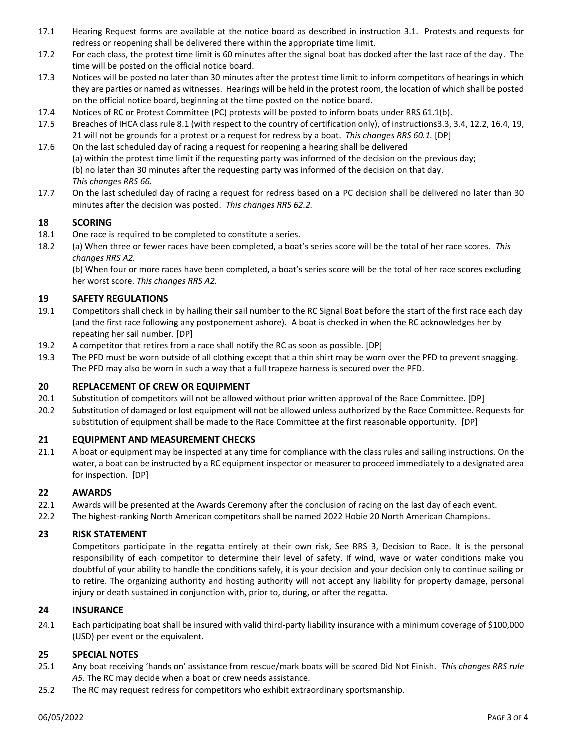17.1 Hearing Request forms are available at the notice board as described in instruction 3.1. Protests and requests for redress or reopening shall be delivered there within the appropriate time limit.

17.2 For each class, the protest time limit is 60 minutes after the signal boat has docked after the last race of the day. The time will be posted on the official notice board.

17.3 Notices will be posted no later than 30 minutes after the protest time limit to inform competitors of hearings in which they are parties or named as witnesses. Hearings will be held in the protest room, the location of which shall be posted on the official notice board, beginning at the time posted on the notice board.

17.4 Notices of RC or Protest Committee (PC) protests will be posted to inform boats under RRS 61.1(b).

17.5 Breaches of IHCA class rule 8.1 (with respect to the country of certification only), of instructions3.3, 3.4, 12.2, 16.4, 19, 21 will not be grounds for a protest or a request for redress by a boat. *This changes RRS 60.1.* [DP]

17.6 On the last scheduled day of racing a request for reopening a hearing shall be delivered
(a) within the protest time limit if the requesting party was informed of the decision on the previous day;
(b) no later than 30 minutes after the requesting party was informed of the decision on that day.
*This changes RRS 66.*

17.7 On the last scheduled day of racing a request for redress based on a PC decision shall be delivered no later than 30 minutes after the decision was posted. *This changes RRS 62.2.*

## 18 SCORING

18.1 One race is required to be completed to constitute a series.

18.2 (a) When three or fewer races have been completed, a boat's series score will be the total of her race scores. *This changes RRS A2.*
(b) When four or more races have been completed, a boat's series score will be the total of her race scores excluding her worst score. *This changes RRS A2.*

## 19 SAFETY REGULATIONS

19.1 Competitors shall check in by hailing their sail number to the RC Signal Boat before the start of the first race each day (and the first race following any postponement ashore). A boat is checked in when the RC acknowledges her by repeating her sail number. [DP]

19.2 A competitor that retires from a race shall notify the RC as soon as possible. [DP]

19.3 The PFD must be worn outside of all clothing except that a thin shirt may be worn over the PFD to prevent snagging. The PFD may also be worn in such a way that a full trapeze harness is secured over the PFD.

## 20 REPLACEMENT OF CREW OR EQUIPMENT

20.1 Substitution of competitors will not be allowed without prior written approval of the Race Committee. [DP]

20.2 Substitution of damaged or lost equipment will not be allowed unless authorized by the Race Committee. Requests for substitution of equipment shall be made to the Race Committee at the first reasonable opportunity. [DP]

## 21 EQUIPMENT AND MEASUREMENT CHECKS

21.1 A boat or equipment may be inspected at any time for compliance with the class rules and sailing instructions. On the water, a boat can be instructed by a RC equipment inspector or measurer to proceed immediately to a designated area for inspection. [DP]

## 22 AWARDS

22.1 Awards will be presented at the Awards Ceremony after the conclusion of racing on the last day of each event.

22.2 The highest-ranking North American competitors shall be named 2022 Hobie 20 North American Champions.

## 23 RISK STATEMENT

Competitors participate in the regatta entirely at their own risk, See RRS 3, Decision to Race. It is the personal responsibility of each competitor to determine their level of safety. If wind, wave or water conditions make you doubtful of your ability to handle the conditions safely, it is your decision and your decision only to continue sailing or to retire. The organizing authority and hosting authority will not accept any liability for property damage, personal injury or death sustained in conjunction with, prior to, during, or after the regatta.

## 24 INSURANCE

24.1 Each participating boat shall be insured with valid third-party liability insurance with a minimum coverage of $100,000 (USD) per event or the equivalent.

## 25 SPECIAL NOTES

25.1 Any boat receiving 'hands on' assistance from rescue/mark boats will be scored Did Not Finish. *This changes RRS rule A5*. The RC may decide when a boat or crew needs assistance.

25.2 The RC may request redress for competitors who exhibit extraordinary sportsmanship.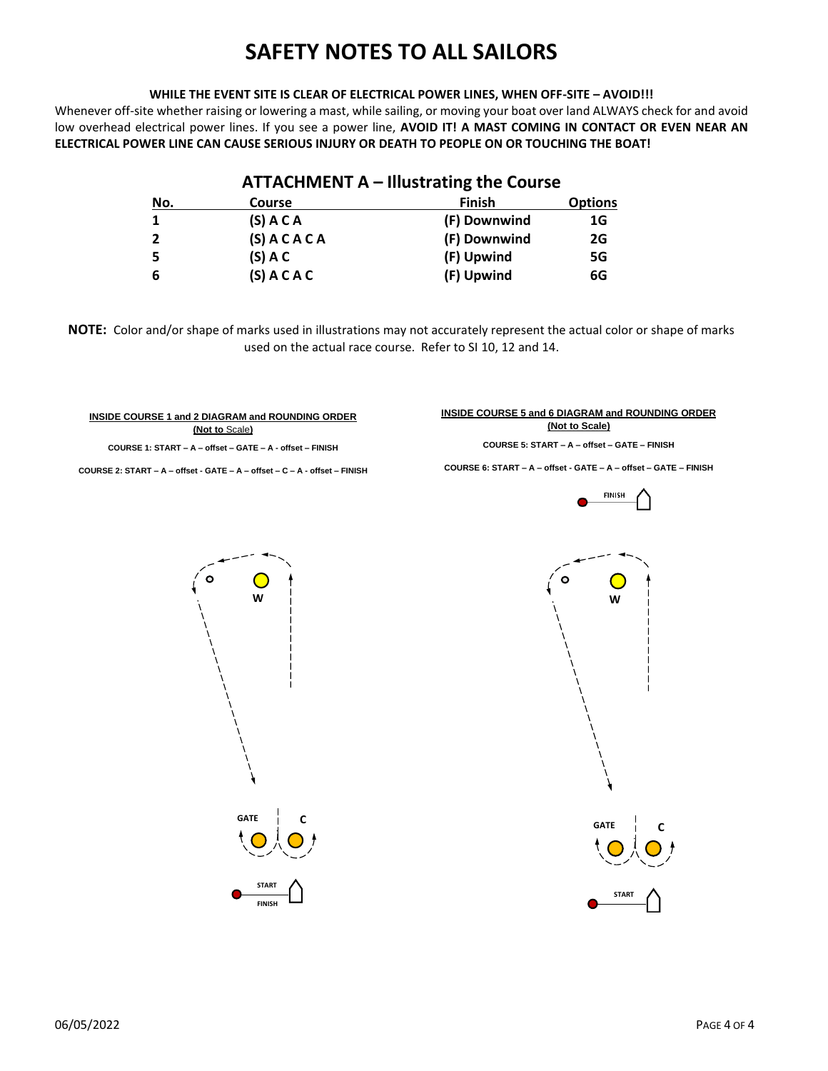# SAFETY NOTES TO ALL SAILORS

**WHILE THE EVENT SITE IS CLEAR OF ELECTRICAL POWER LINES, WHEN OFF-SITE – AVOID!!!**

Whenever off-site whether raising or lowering a mast, while sailing, or moving your boat over land ALWAYS check for and avoid low overhead electrical power lines. If you see a power line, **AVOID IT! A MAST COMING IN CONTACT OR EVEN NEAR AN ELECTRICAL POWER LINE CAN CAUSE SERIOUS INJURY OR DEATH TO PEOPLE ON OR TOUCHING THE BOAT!**

## ATTACHMENT A – Illustrating the Course

| No. | Course | Finish | Options |
|---|---|---|---|
| 1 | (S) A C A | (F) Downwind | 1G |
| 2 | (S) A C A C A | (F) Downwind | 2G |
| 5 | (S) A C | (F) Upwind | 5G |
| 6 | (S) A C A C | (F) Upwind | 6G |

**NOTE:** Color and/or shape of marks used in illustrations may not accurately represent the actual color or shape of marks used on the actual race course. Refer to SI 10, 12 and 14.

**INSIDE COURSE 1 and 2 DIAGRAM and ROUNDING ORDER**
**(Not to Scale)**

**COURSE 1: START – A – offset – GATE – A - offset – FINISH**

**COURSE 2: START – A – offset - GATE – A – offset – C – A - offset – FINISH**

W

GATE C

START

FINISH

**INSIDE COURSE 5 and 6 DIAGRAM and ROUNDING ORDER**
**(Not to Scale)**

**COURSE 5: START – A – offset – GATE – FINISH**

**COURSE 6: START – A – offset - GATE – A – offset – GATE – FINISH**

FINISH

W

GATE C

START